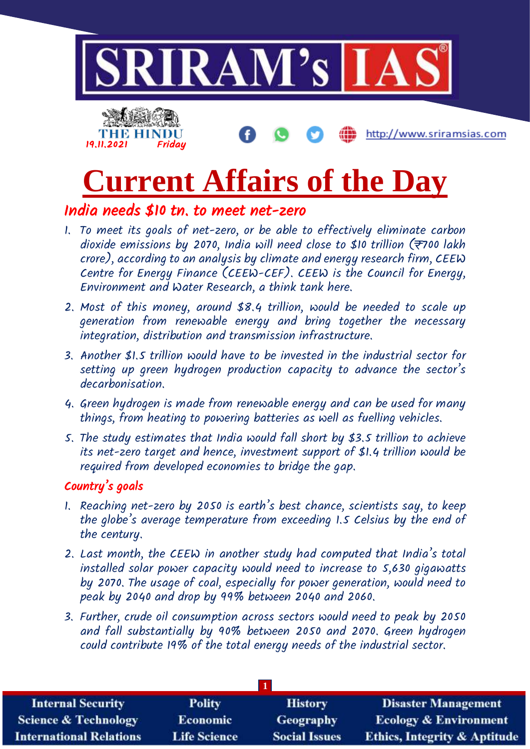# Current Affairs of the Day

## India needs $10 tn. to meet net-zero

1. To meet its goals of net-zero, or be able to effectively eliminate carbon dioxide emissions by 2070, India will need close to $10 trillion (₹700 lakh crore), according to an analysis by climate and energy research firm, CEEW Centre for Energy Finance (CEEW-CEF). CEEW is the Council for Energy, Environment and Water Research, a think tank here.
2. Most of this money, around $8.4 trillion, would be needed to scale up generation from renewable energy and bring together the necessary integration, distribution and transmission infrastructure.
3. Another $1.5 trillion would have to be invested in the industrial sector for setting up green hydrogen production capacity to advance the sector's decarbonisation.
4. Green hydrogen is made from renewable energy and can be used for many things, from heating to powering batteries as well as fuelling vehicles.
5. The study estimates that India would fall short by $3.5 trillion to achieve its net-zero target and hence, investment support of $1.4 trillion would be required from developed economies to bridge the gap.

## Country's goals

1. Reaching net-zero by 2050 is earth's best chance, scientists say, to keep the globe's average temperature from exceeding 1.5 Celsius by the end of the century.
2. Last month, the CEEW in another study had computed that India's total installed solar power capacity would need to increase to 5,630 gigawatts by 2070. The usage of coal, especially for power generation, would need to peak by 2040 and drop by 99% between 2040 and 2060.
3. Further, crude oil consumption across sectors would need to peak by 2050 and fall substantially by 90% between 2050 and 2070. Green hydrogen could contribute 19% of the total energy needs of the industrial sector.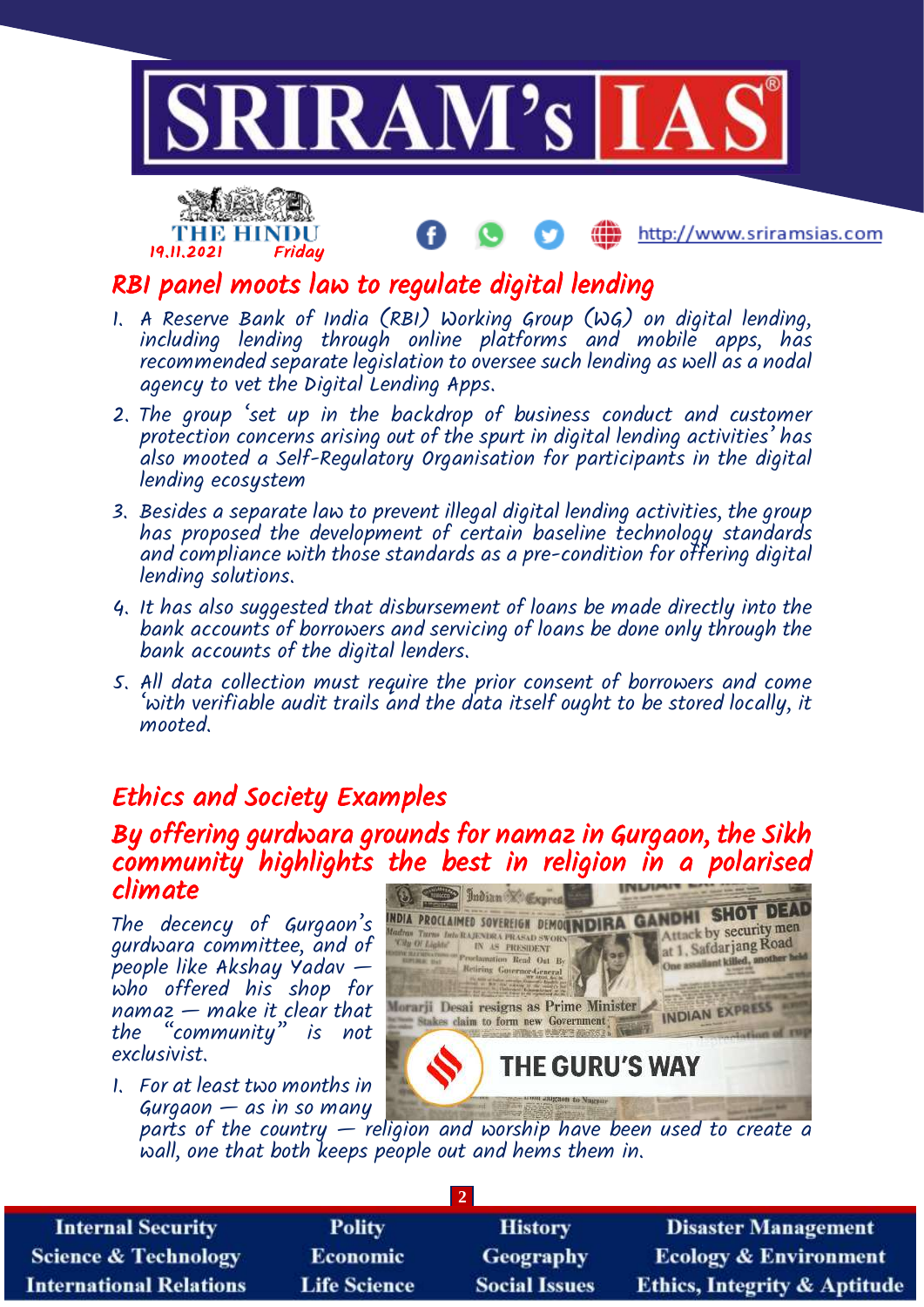THE HINDU 19.11.2021 Friday

## RBI panel moots law to regulate digital lending

1. A Reserve Bank of India (RBI) Working Group (WG) on digital lending, including lending through online platforms and mobile apps, has recommended separate legislation to oversee such lending as well as a nodal agency to vet the Digital Lending Apps.
2. The group 'set up in the backdrop of business conduct and customer protection concerns arising out of the spurt in digital lending activities' has also mooted a Self-Regulatory Organisation for participants in the digital lending ecosystem
3. Besides a separate law to prevent illegal digital lending activities, the group has proposed the development of certain baseline technology standards and compliance with those standards as a pre-condition for offering digital lending solutions.
4. It has also suggested that disbursement of loans be made directly into the bank accounts of borrowers and servicing of loans be done only through the bank accounts of the digital lenders.
5. All data collection must require the prior consent of borrowers and come 'with verifiable audit trails and the data itself ought to be stored locally, it mooted.

## Ethics and Society Examples

### By offering gurdwara grounds for namaz in Gurgaon, the Sikh community highlights the best in religion in a polarised climate

The decency of Gurgaon's gurdwara committee, and of people like Akshay Yadav — who offered his shop for namaz — make it clear that the "community" is not exclusivist.

1. For at least two months in Gurgaon — as in so many parts of the country — religion and worship have been used to create a wall, one that both keeps people out and hems them in.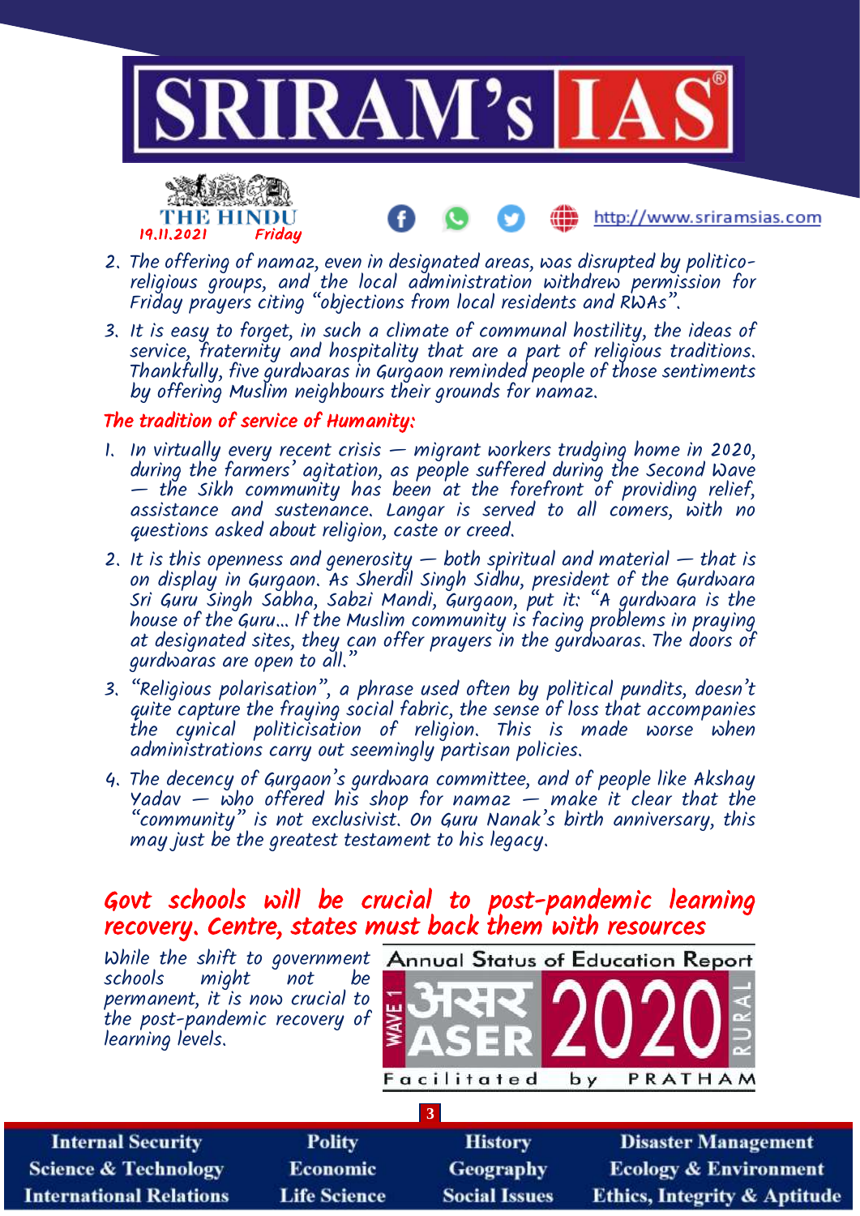2. The offering of namaz, even in designated areas, was disrupted by politico-religious groups, and the local administration withdrew permission for Friday prayers citing "objections from local residents and RWAs".
3. It is easy to forget, in such a climate of communal hostility, the ideas of service, fraternity and hospitality that are a part of religious traditions. Thankfully, five gurdwaras in Gurgaon reminded people of those sentiments by offering Muslim neighbours their grounds for namaz.

### The tradition of service of Humanity:

1. In virtually every recent crisis — migrant workers trudging home in 2020, during the farmers' agitation, as people suffered during the Second Wave — the Sikh community has been at the forefront of providing relief, assistance and sustenance. Langar is served to all comers, with no questions asked about religion, caste or creed.
2. It is this openness and generosity — both spiritual and material — that is on display in Gurgaon. As Sherdil Singh Sidhu, president of the Gurdwara Sri Guru Singh Sabha, Sabzi Mandi, Gurgaon, put it: "A gurdwara is the house of the Guru… If the Muslim community is facing problems in praying at designated sites, they can offer prayers in the gurdwaras. The doors of gurdwaras are open to all."
3. "Religious polarisation", a phrase used often by political pundits, doesn't quite capture the fraying social fabric, the sense of loss that accompanies the cynical politicisation of religion. This is made worse when administrations carry out seemingly partisan policies.
4. The decency of Gurgaon's gurdwara committee, and of people like Akshay Yadav — who offered his shop for namaz — make it clear that the "community" is not exclusivist. On Guru Nanak's birth anniversary, this may just be the greatest testament to his legacy.

## Govt schools will be crucial to post-pandemic learning recovery. Centre, states must back them with resources

*While the shift to government schools might not be permanent, it is now crucial to the post-pandemic recovery of learning levels.*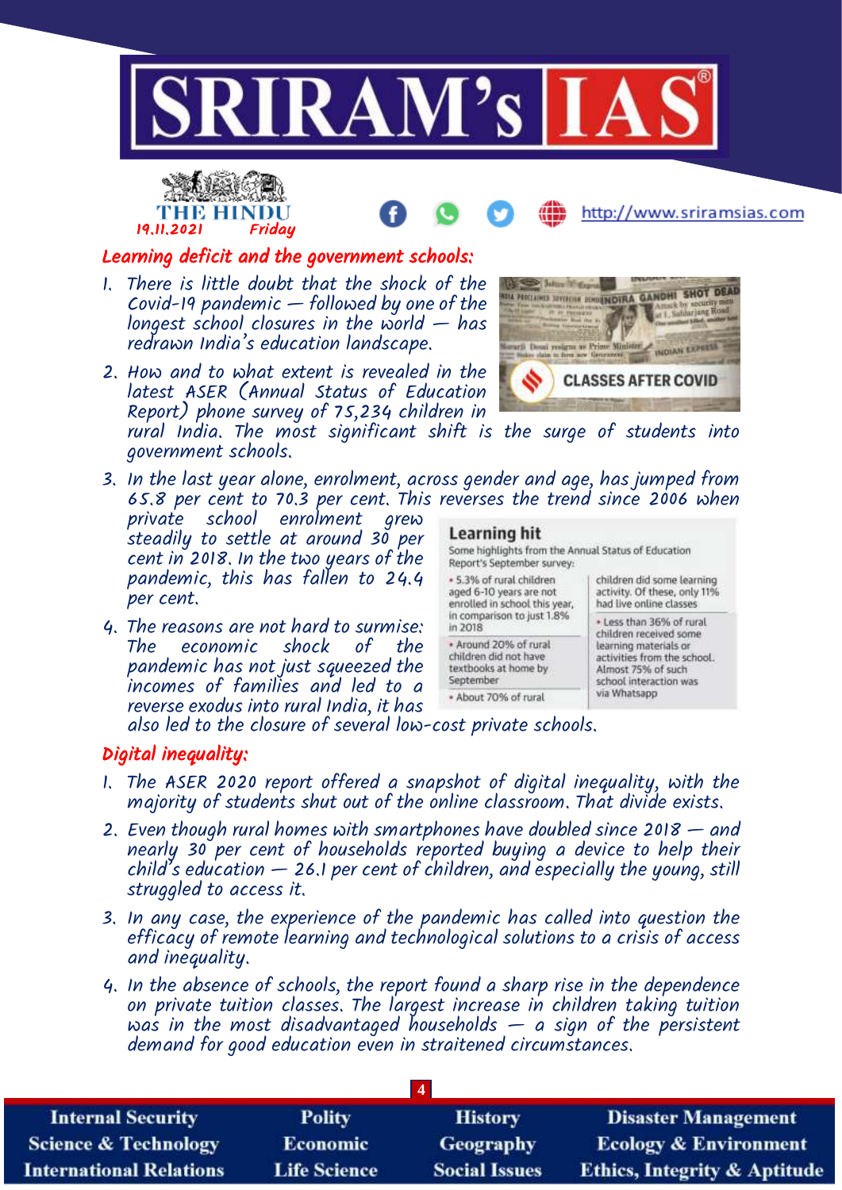THE HINDU
19.11.2021 Friday

## Learning deficit and the government schools:

1. There is little doubt that the shock of the Covid-19 pandemic — followed by one of the longest school closures in the world — has redrawn India's education landscape.
2. How and to what extent is revealed in the latest ASER (Annual Status of Education Report) phone survey of 75,234 children in rural India. The most significant shift is the surge of students into government schools.
3. In the last year alone, enrolment, across gender and age, has jumped from 65.8 per cent to 70.3 per cent. This reverses the trend since 2006 when private school enrolment grew steadily to settle at around 30 per cent in 2018. In the two years of the pandemic, this has fallen to 24.4 per cent.
4. The reasons are not hard to surmise: The economic shock of the pandemic has not just squeezed the incomes of families and led to a reverse exodus into rural India, it has also led to the closure of several low-cost private schools.

**Learning hit**

Some highlights from the Annual Status of Education Report's September survey:

- 5.3% of rural children aged 6-10 years are not enrolled in school this year, in comparison to just 1.8% in 2018
- Around 20% of rural children did not have textbooks at home by September
- About 70% of rural children did some learning activity. Of these, only 11% had live online classes
- Less than 36% of rural children received some learning materials or activities from the school. Almost 75% of such school interaction was via Whatsapp

## Digital inequality:

1. The ASER 2020 report offered a snapshot of digital inequality, with the majority of students shut out of the online classroom. That divide exists.
2. Even though rural homes with smartphones have doubled since 2018 — and nearly 30 per cent of households reported buying a device to help their child's education — 26.1 per cent of children, and especially the young, still struggled to access it.
3. In any case, the experience of the pandemic has called into question the efficacy of remote learning and technological solutions to a crisis of access and inequality.
4. In the absence of schools, the report found a sharp rise in the dependence on private tuition classes. The largest increase in children taking tuition was in the most disadvantaged households — a sign of the persistent demand for good education even in straitened circumstances.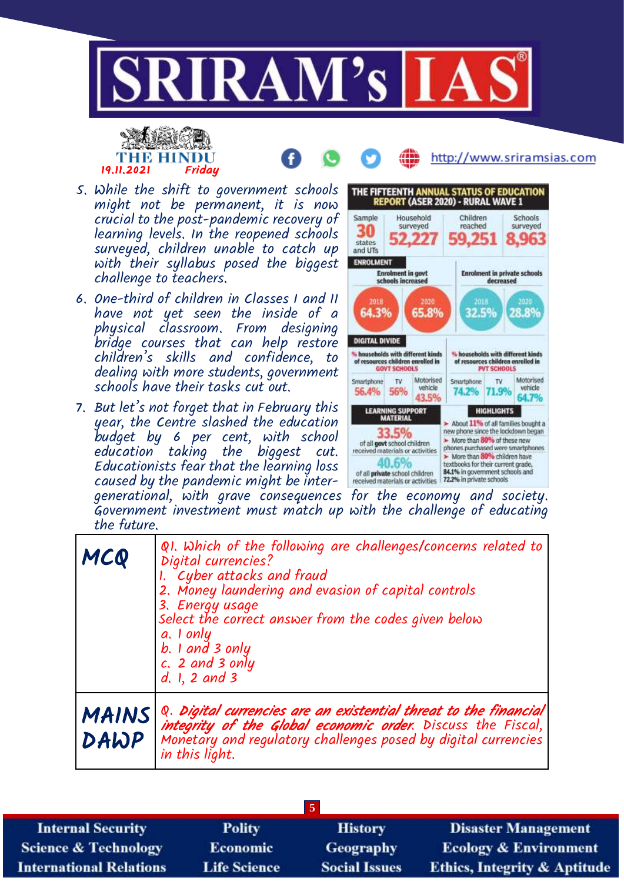5. While the shift to government schools might not be permanent, it is now crucial to the post-pandemic recovery of learning levels. In the reopened schools surveyed, children unable to catch up with their syllabus posed the biggest challenge to teachers.

6. One-third of children in Classes I and II have not yet seen the inside of a physical classroom. From designing bridge courses that can help restore children's skills and confidence, to dealing with more students, government schools have their tasks cut out.

7. But let's not forget that in February this year, the Centre slashed the education budget by 6 per cent, with school education taking the biggest cut. Educationists fear that the learning loss caused by the pandemic might be inter-generational, with grave consequences for the economy and society. Government investment must match up with the challenge of educating the future.

THE FIFTEENTH ANNUAL STATUS OF EDUCATION REPORT (ASER 2020) - RURAL WAVE 1

Sample 30 states and UTs

Household surveyed 52,227

Children reached 59,251

Schools surveyed 8,963

ENROLMENT

Enrolment in govt schools increased: 2018 64.3%, 2020 65.8%

Enrolment in private schools decreased: 2018 32.5%, 2020 28.8%

DIGITAL DIVIDE

% households with different kinds of resources children enrolled in GOVT SCHOOLS: Smartphone 56.4%, TV 56%, Motorised vehicle 43.5%

% households with different kinds of resources children enrolled in PVT SCHOOLS: Smartphone 74.2%, TV 71.9%, Motorised vehicle 64.7%

LEARNING SUPPORT MATERIAL

33.5% of all govt school children received materials or activities

40.6% of all private school children received materials or activities

HIGHLIGHTS

- About 11% of all families bought a new phone since the lockdown began
- More than 80% of these new phones purchased were smartphones
- More than 80% children have textbooks for their current grade, 84.1% in government schools and 72.2% in private schools

| | |
|---|---|
| **MCQ** | Q1. Which of the following are challenges/concerns related to Digital currencies?<br>1. Cyber attacks and fraud<br>2. Money laundering and evasion of capital controls<br>3. Energy usage<br>Select the correct answer from the codes given below<br>a. 1 only<br>b. 1 and 3 only<br>c. 2 and 3 only<br>d. 1, 2 and 3 |
| **MAINS DAWP** | Q. ***Digital currencies are an existential threat to the financial integrity of the Global economic order.*** Discuss the Fiscal, Monetary and regulatory challenges posed by digital currencies in this light. |